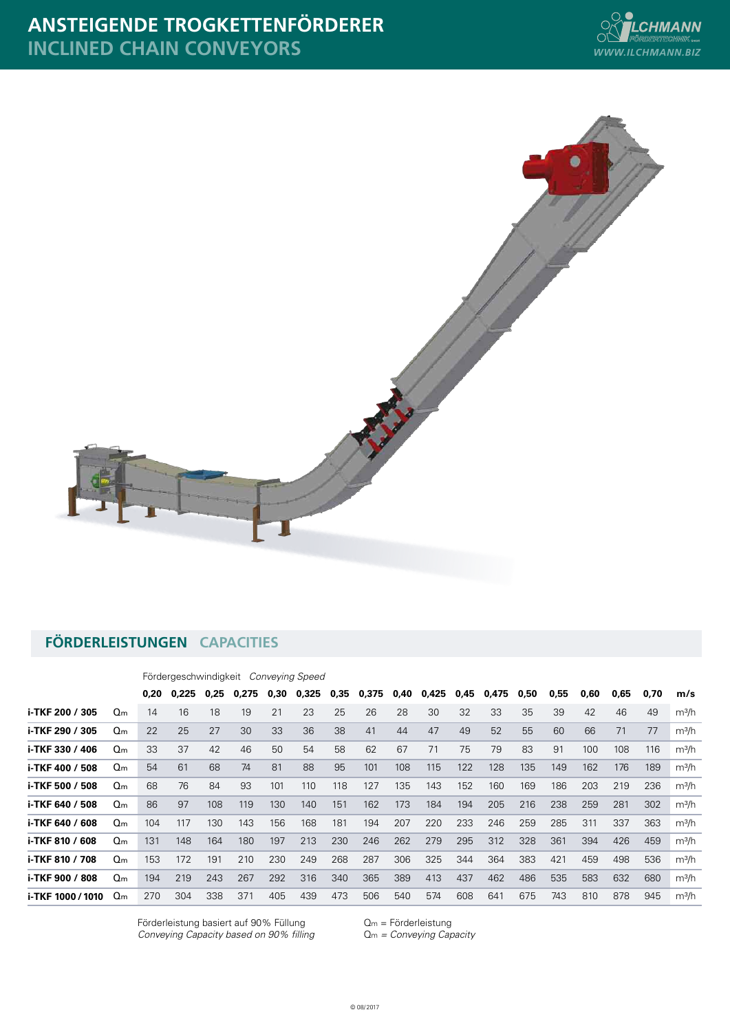# ANSTEIGENDE TROGKETTENFÖRDERER
## INCLINED CHAIN CONVEYORS

## FÖRDERLEISTUNGEN CAPACITIES

Fördergeschwindigkeit *Conveying Speed*

| | | 0,20 | 0,225 | 0,25 | 0,275 | 0,30 | 0,325 | 0,35 | 0,375 | 0,40 | 0,425 | 0,45 | 0,475 | 0,50 | 0,55 | 0,60 | 0,65 | 0,70 | m/s |
|---|---|---|---|---|---|---|---|---|---|---|---|---|---|---|---|---|---|---|---|
| **i-TKF 200 / 305** | Qm | 14 | 16 | 18 | 19 | 21 | 23 | 25 | 26 | 28 | 30 | 32 | 33 | 35 | 39 | 42 | 46 | 49 | m³/h |
| **i-TKF 290 / 305** | Qm | 22 | 25 | 27 | 30 | 33 | 36 | 38 | 41 | 44 | 47 | 49 | 52 | 55 | 60 | 66 | 71 | 77 | m³/h |
| **i-TKF 330 / 406** | Qm | 33 | 37 | 42 | 46 | 50 | 54 | 58 | 62 | 67 | 71 | 75 | 79 | 83 | 91 | 100 | 108 | 116 | m³/h |
| **i-TKF 400 / 508** | Qm | 54 | 61 | 68 | 74 | 81 | 88 | 95 | 101 | 108 | 115 | 122 | 128 | 135 | 149 | 162 | 176 | 189 | m³/h |
| **i-TKF 500 / 508** | Qm | 68 | 76 | 84 | 93 | 101 | 110 | 118 | 127 | 135 | 143 | 152 | 160 | 169 | 186 | 203 | 219 | 236 | m³/h |
| **i-TKF 640 / 508** | Qm | 86 | 97 | 108 | 119 | 130 | 140 | 151 | 162 | 173 | 184 | 194 | 205 | 216 | 238 | 259 | 281 | 302 | m³/h |
| **i-TKF 640 / 608** | Qm | 104 | 117 | 130 | 143 | 156 | 168 | 181 | 194 | 207 | 220 | 233 | 246 | 259 | 285 | 311 | 337 | 363 | m³/h |
| **i-TKF 810 / 608** | Qm | 131 | 148 | 164 | 180 | 197 | 213 | 230 | 246 | 262 | 279 | 295 | 312 | 328 | 361 | 394 | 426 | 459 | m³/h |
| **i-TKF 810 / 708** | Qm | 153 | 172 | 191 | 210 | 230 | 249 | 268 | 287 | 306 | 325 | 344 | 364 | 383 | 421 | 459 | 498 | 536 | m³/h |
| **i-TKF 900 / 808** | Qm | 194 | 219 | 243 | 267 | 292 | 316 | 340 | 365 | 389 | 413 | 437 | 462 | 486 | 535 | 583 | 632 | 680 | m³/h |
| **i-TKF 1000 / 1010** | Qm | 270 | 304 | 338 | 371 | 405 | 439 | 473 | 506 | 540 | 574 | 608 | 641 | 675 | 743 | 810 | 878 | 945 | m³/h |

Förderleistung basiert auf 90% Füllung
*Conveying Capacity based on 90% filling*

Qm = Förderleistung
*Qm = Conveying Capacity*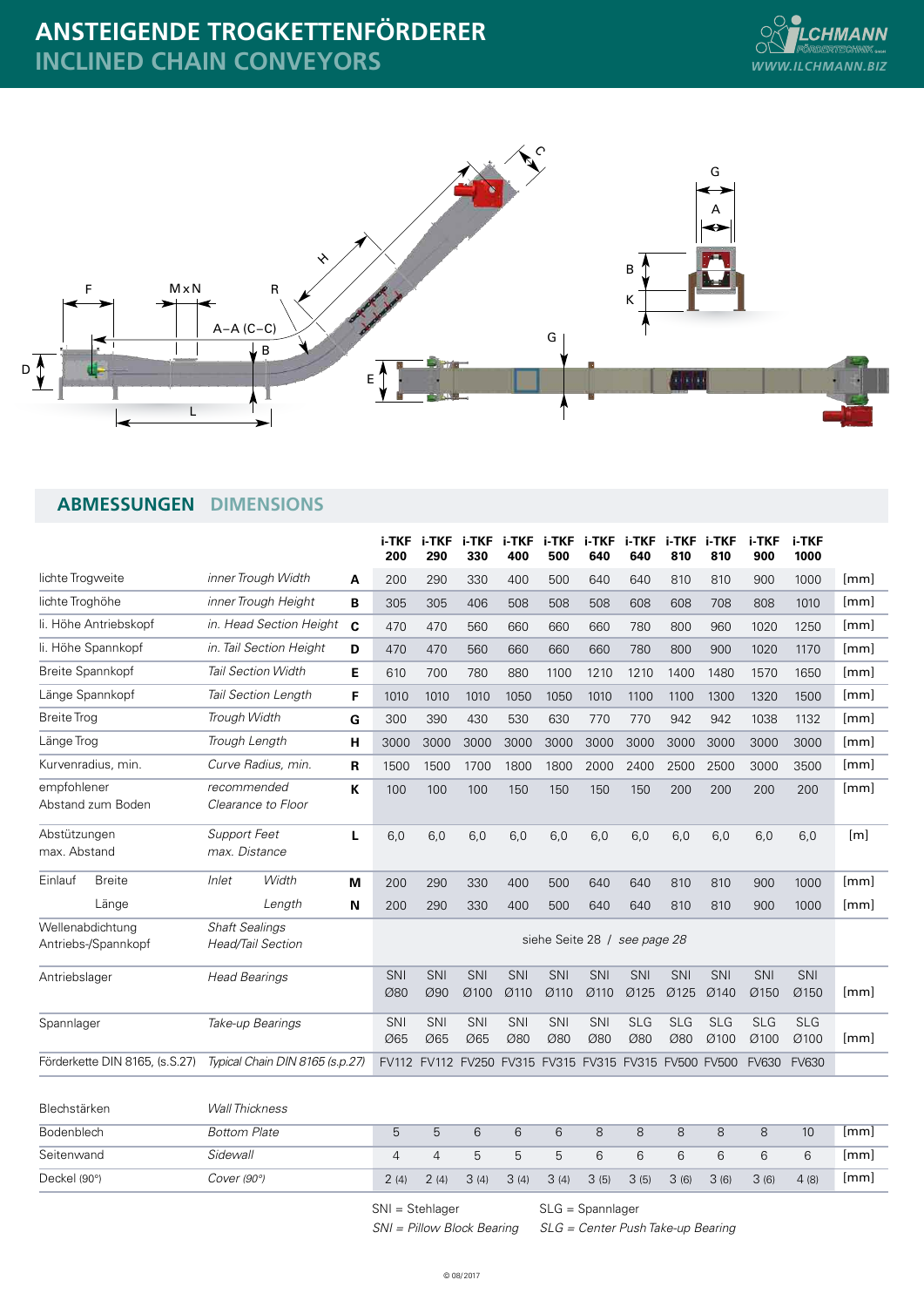# ANSTEIGENDE TROGKETTENFÖRDERER
# INCLINED CHAIN CONVEYORS

C
H
G
A
F
M x N
R
A–A (C–C)
B
K
D
E
L

## ABMESSUNGEN DIMENSIONS

| | | | i-TKF 200 | i-TKF 290 | i-TKF 330 | i-TKF 400 | i-TKF 500 | i-TKF 640 | i-TKF 640 | i-TKF 810 | i-TKF 810 | i-TKF 900 | i-TKF 1000 | |
|---|---|---|---|---|---|---|---|---|---|---|---|---|---|---|
| lichte Trogweite | *inner Trough Width* | **A** | 200 | 290 | 330 | 400 | 500 | 640 | 640 | 810 | 810 | 900 | 1000 | [mm] |
| lichte Troghöhe | *inner Trough Height* | **B** | 305 | 305 | 406 | 508 | 508 | 508 | 608 | 608 | 708 | 808 | 1010 | [mm] |
| li. Höhe Antriebskopf | *in. Head Section Height* | **C** | 470 | 470 | 560 | 660 | 660 | 660 | 780 | 800 | 960 | 1020 | 1250 | [mm] |
| li. Höhe Spannkopf | *in. Tail Section Height* | **D** | 470 | 470 | 560 | 660 | 660 | 660 | 780 | 800 | 900 | 1020 | 1170 | [mm] |
| Breite Spannkopf | *Tail Section Width* | **E** | 610 | 700 | 780 | 880 | 1100 | 1210 | 1210 | 1400 | 1480 | 1570 | 1650 | [mm] |
| Länge Spannkopf | *Tail Section Length* | **F** | 1010 | 1010 | 1010 | 1050 | 1050 | 1010 | 1100 | 1100 | 1300 | 1320 | 1500 | [mm] |
| Breite Trog | *Trough Width* | **G** | 300 | 390 | 430 | 530 | 630 | 770 | 770 | 942 | 942 | 1038 | 1132 | [mm] |
| Länge Trog | *Trough Length* | **H** | 3000 | 3000 | 3000 | 3000 | 3000 | 3000 | 3000 | 3000 | 3000 | 3000 | 3000 | [mm] |
| Kurvenradius, min. | *Curve Radius, min.* | **R** | 1500 | 1500 | 1700 | 1800 | 1800 | 2000 | 2400 | 2500 | 2500 | 3000 | 3500 | [mm] |
| empfohlener Abstand zum Boden | *recommended Clearance to Floor* | **K** | 100 | 100 | 100 | 150 | 150 | 150 | 150 | 200 | 200 | 200 | 200 | [mm] |
| Abstützungen max. Abstand | *Support Feet max. Distance* | **L** | 6,0 | 6,0 | 6,0 | 6,0 | 6,0 | 6,0 | 6,0 | 6,0 | 6,0 | 6,0 | 6,0 | [m] |
| Einlauf Breite | *Inlet Width* | **M** | 200 | 290 | 330 | 400 | 500 | 640 | 640 | 810 | 810 | 900 | 1000 | [mm] |
| Länge | *Length* | **N** | 200 | 290 | 330 | 400 | 500 | 640 | 640 | 810 | 810 | 900 | 1000 | [mm] |
| Wellenabdichtung Antriebs-/Spannkopf | *Shaft Sealings Head/Tail Section* | | siehe Seite 28 / *see page 28* | | | | | | | | | | | |
| Antriebslager | *Head Bearings* | | SNI Ø80 | SNI Ø90 | SNI Ø100 | SNI Ø110 | SNI Ø110 | SNI Ø110 | SNI Ø125 | SNI Ø125 | SNI Ø140 | SNI Ø150 | SNI Ø150 | [mm] |
| Spannlager | *Take-up Bearings* | | SNI Ø65 | SNI Ø65 | SNI Ø65 | SNI Ø80 | SNI Ø80 | SNI Ø80 | SLG Ø80 | SLG Ø80 | SLG Ø100 | SLG Ø100 | SLG Ø100 | [mm] |
| Förderkette DIN 8165, (s.S.27) | *Typical Chain DIN 8165 (s.p.27)* | | FV112 | FV112 | FV250 | FV315 | FV315 | FV315 | FV315 | FV500 | FV500 | FV630 | FV630 | |

| | | | | | | | | | | | | |
|---|---|---|---|---|---|---|---|---|---|---|---|---|
| Blechstärken | *Wall Thickness* | | | | | | | | | | | |
| Bodenblech | *Bottom Plate* | 5 | 5 | 6 | 6 | 6 | 8 | 8 | 8 | 8 | 8 | 10 | [mm] |
| Seitenwand | *Sidewall* | 4 | 4 | 5 | 5 | 5 | 6 | 6 | 6 | 6 | 6 | 6 | [mm] |
| Deckel (90°) | *Cover (90°)* | 2 (4) | 2 (4) | 3 (4) | 3 (4) | 3 (4) | 3 (5) | 3 (5) | 3 (6) | 3 (6) | 3 (6) | 4 (8) | [mm] |

SNI = Stehlager
*SNI = Pillow Block Bearing*

SLG = Spannlager
*SLG = Center Push Take-up Bearing*

© 08/2017